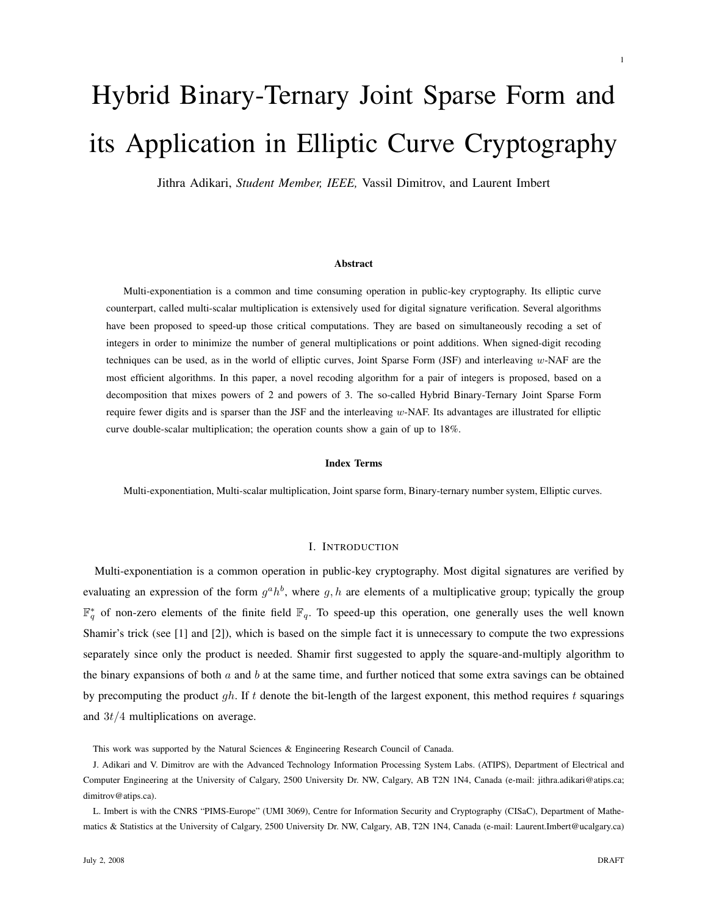# Hybrid Binary-Ternary Joint Sparse Form and its Application in Elliptic Curve Cryptography

Jithra Adikari, *Student Member, IEEE,* Vassil Dimitrov, and Laurent Imbert

### Abstract

Multi-exponentiation is a common and time consuming operation in public-key cryptography. Its elliptic curve counterpart, called multi-scalar multiplication is extensively used for digital signature verification. Several algorithms have been proposed to speed-up those critical computations. They are based on simultaneously recoding a set of integers in order to minimize the number of general multiplications or point additions. When signed-digit recoding techniques can be used, as in the world of elliptic curves, Joint Sparse Form (JSF) and interleaving $w$-NAF are the most efficient algorithms. In this paper, a novel recoding algorithm for a pair of integers is proposed, based on a decomposition that mixes powers of 2 and powers of 3. The so-called Hybrid Binary-Ternary Joint Sparse Form require fewer digits and is sparser than the JSF and the interleaving $w$-NAF. Its advantages are illustrated for elliptic curve double-scalar multiplication; the operation counts show a gain of up to 18%.

### Index Terms

Multi-exponentiation, Multi-scalar multiplication, Joint sparse form, Binary-ternary number system, Elliptic curves.

## I. Introduction

Multi-exponentiation is a common operation in public-key cryptography. Most digital signatures are verified by evaluating an expression of the form $g^a h^b$, where $g, h$ are elements of a multiplicative group; typically the group $\mathbb{F}_q^*$ of non-zero elements of the finite field $\mathbb{F}_q$. To speed-up this operation, one generally uses the well known Shamir's trick (see [1] and [2]), which is based on the simple fact it is unnecessary to compute the two expressions separately since only the product is needed. Shamir first suggested to apply the square-and-multiply algorithm to the binary expansions of both $a$ and $b$ at the same time, and further noticed that some extra savings can be obtained by precomputing the product $gh$. If $t$ denote the bit-length of the largest exponent, this method requires $t$ squarings and $3t/4$ multiplications on average.

This work was supported by the Natural Sciences & Engineering Research Council of Canada.

J. Adikari and V. Dimitrov are with the Advanced Technology Information Processing System Labs. (ATIPS), Department of Electrical and Computer Engineering at the University of Calgary, 2500 University Dr. NW, Calgary, AB T2N 1N4, Canada (e-mail: jithra.adikari@atips.ca; dimitrov@atips.ca).

L. Imbert is with the CNRS "PIMS-Europe" (UMI 3069), Centre for Information Security and Cryptography (CISaC), Department of Mathematics & Statistics at the University of Calgary, 2500 University Dr. NW, Calgary, AB, T2N 1N4, Canada (e-mail: Laurent.Imbert@ucalgary.ca)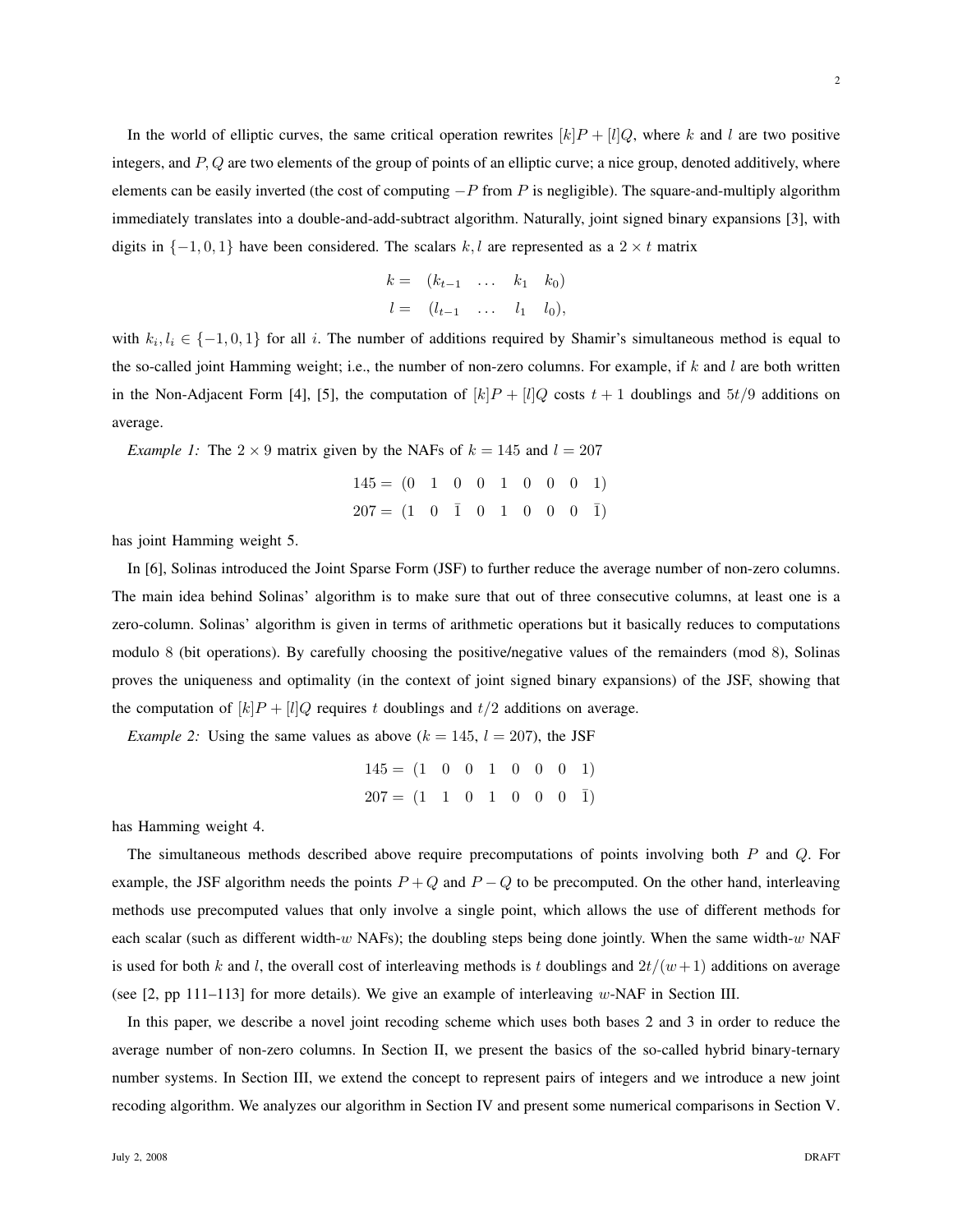In the world of elliptic curves, the same critical operation rewrites $[k]P + [l]Q$, where $k$ and $l$ are two positive integers, and $P, Q$ are two elements of the group of points of an elliptic curve; a nice group, denoted additively, where elements can be easily inverted (the cost of computing $-P$ from $P$ is negligible). The square-and-multiply algorithm immediately translates into a double-and-add-subtract algorithm. Naturally, joint signed binary expansions [3], with digits in $\{-1, 0, 1\}$ have been considered. The scalars $k, l$ are represented as a $2 \times t$ matrix

$$\begin{aligned} k &= \begin{pmatrix} k_{t-1} & \dots & k_1 & k_0 \end{pmatrix} \\ l &= \begin{pmatrix} l_{t-1} & \dots & l_1 & l_0 \end{pmatrix}, \end{aligned}$$

with $k_i, l_i \in \{-1, 0, 1\}$ for all $i$. The number of additions required by Shamir's simultaneous method is equal to the so-called joint Hamming weight; i.e., the number of non-zero columns. For example, if $k$ and $l$ are both written in the Non-Adjacent Form [4], [5], the computation of $[k]P + [l]Q$ costs $t + 1$ doublings and $5t/9$ additions on average.

*Example 1:* The $2 \times 9$ matrix given by the NAFs of $k = 145$ and $l = 207$

$$\begin{aligned} 145 &= \begin{pmatrix} 0 & 1 & 0 & 0 & 1 & 0 & 0 & 0 & 1 \end{pmatrix} \\ 207 &= \begin{pmatrix} 1 & 0 & \bar{1} & 0 & 1 & 0 & 0 & 0 & \bar{1} \end{pmatrix} \end{aligned}$$

has joint Hamming weight 5.

In [6], Solinas introduced the Joint Sparse Form (JSF) to further reduce the average number of non-zero columns. The main idea behind Solinas' algorithm is to make sure that out of three consecutive columns, at least one is a zero-column. Solinas' algorithm is given in terms of arithmetic operations but it basically reduces to computations modulo 8 (bit operations). By carefully choosing the positive/negative values of the remainders (mod 8), Solinas proves the uniqueness and optimality (in the context of joint signed binary expansions) of the JSF, showing that the computation of $[k]P + [l]Q$ requires $t$ doublings and $t/2$ additions on average.

*Example 2:* Using the same values as above ($k = 145$, $l = 207$), the JSF

$$\begin{aligned} 145 &= \begin{pmatrix} 1 & 0 & 0 & 1 & 0 & 0 & 0 & 1 \end{pmatrix} \\ 207 &= \begin{pmatrix} 1 & 1 & 0 & 1 & 0 & 0 & 0 & \bar{1} \end{pmatrix} \end{aligned}$$

has Hamming weight 4.

The simultaneous methods described above require precomputations of points involving both $P$ and $Q$. For example, the JSF algorithm needs the points $P + Q$ and $P - Q$ to be precomputed. On the other hand, interleaving methods use precomputed values that only involve a single point, which allows the use of different methods for each scalar (such as different width-$w$ NAFs); the doubling steps being done jointly. When the same width-$w$ NAF is used for both $k$ and $l$, the overall cost of interleaving methods is $t$ doublings and $2t/(w+1)$ additions on average (see [2, pp 111–113] for more details). We give an example of interleaving $w$-NAF in Section III.

In this paper, we describe a novel joint recoding scheme which uses both bases 2 and 3 in order to reduce the average number of non-zero columns. In Section II, we present the basics of the so-called hybrid binary-ternary number systems. In Section III, we extend the concept to represent pairs of integers and we introduce a new joint recoding algorithm. We analyzes our algorithm in Section IV and present some numerical comparisons in Section V.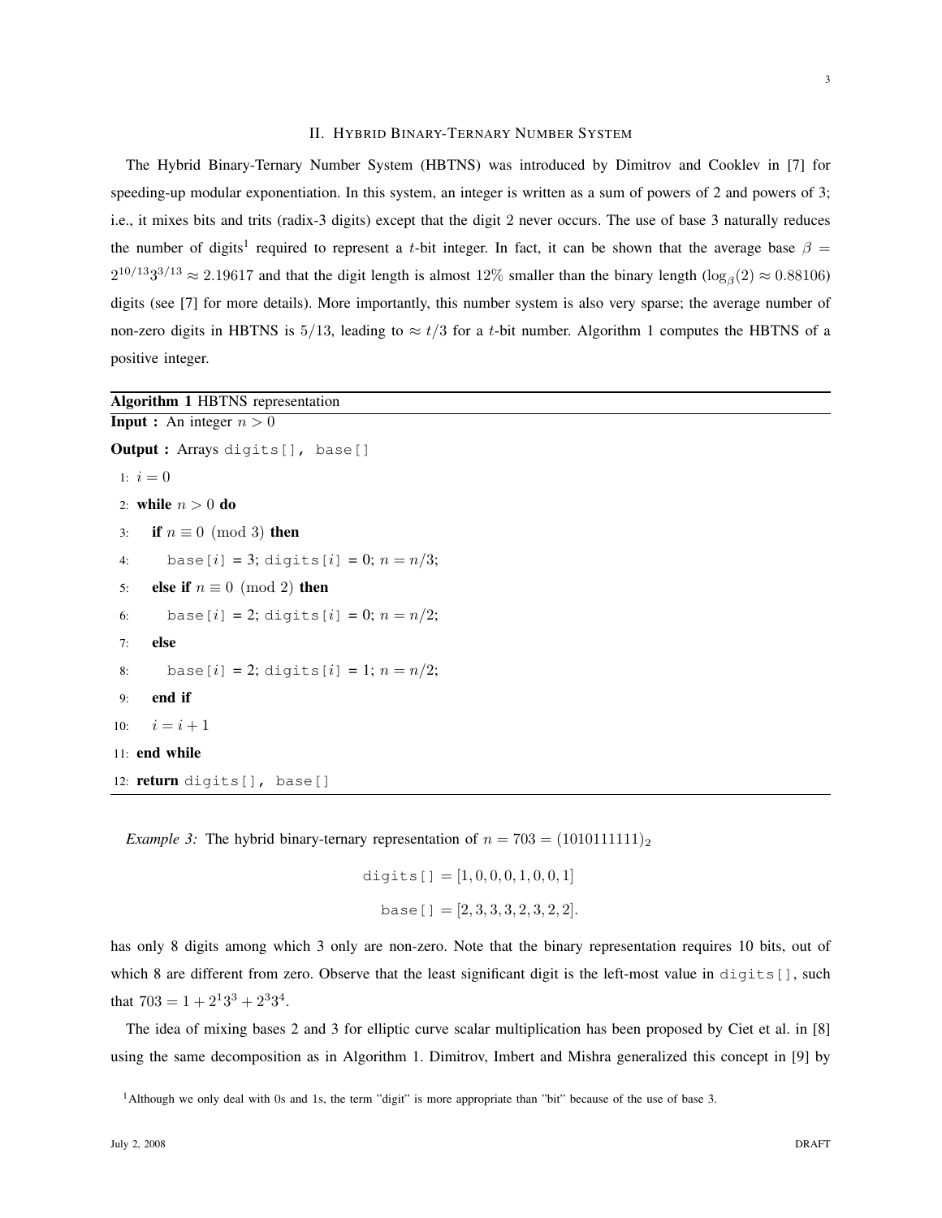## II. Hybrid Binary-Ternary Number System

The Hybrid Binary-Ternary Number System (HBTNS) was introduced by Dimitrov and Cooklev in [7] for speeding-up modular exponentiation. In this system, an integer is written as a sum of powers of 2 and powers of 3; i.e., it mixes bits and trits (radix-3 digits) except that the digit 2 never occurs. The use of base 3 naturally reduces the number of digits[1] required to represent a $t$-bit integer. In fact, it can be shown that the average base $\beta = 2^{10/13}3^{3/13} \approx 2.19617$ and that the digit length is almost 12% smaller than the binary length ($\log_\beta(2) \approx 0.88106$) digits (see [7] for more details). More importantly, this number system is also very sparse; the average number of non-zero digits in HBTNS is $5/13$, leading to $\approx t/3$ for a $t$-bit number. Algorithm 1 computes the HBTNS of a positive integer.

---

**Algorithm 1** HBTNS representation

---

**Input :** An integer $n > 0$

**Output :** Arrays `digits[], base[]`

```
1:  i = 0
2:  while n > 0 do
3:      if n ≡ 0 (mod 3) then
4:          base[i] = 3; digits[i] = 0; n = n/3;
5:      else if n ≡ 0 (mod 2) then
6:          base[i] = 2; digits[i] = 0; n = n/2;
7:      else
8:          base[i] = 2; digits[i] = 1; n = n/2;
9:      end if
10:     i = i + 1
11: end while
12: return digits[], base[]
```

---

*Example 3:* The hybrid binary-ternary representation of $n = 703 = (1010111111)_2$

$$\texttt{digits[]} = [1, 0, 0, 0, 1, 0, 0, 1]$$

$$\texttt{base[]} = [2, 3, 3, 3, 2, 3, 2, 2].$$

has only 8 digits among which 3 only are non-zero. Note that the binary representation requires 10 bits, out of which 8 are different from zero. Observe that the least significant digit is the left-most value in `digits[]`, such that $703 = 1 + 2^1 3^3 + 2^3 3^4$.

The idea of mixing bases 2 and 3 for elliptic curve scalar multiplication has been proposed by Ciet et al. in [8] using the same decomposition as in Algorithm 1. Dimitrov, Imbert and Mishra generalized this concept in [9] by

[1] Although we only deal with 0s and 1s, the term "digit" is more appropriate than "bit" because of the use of base 3.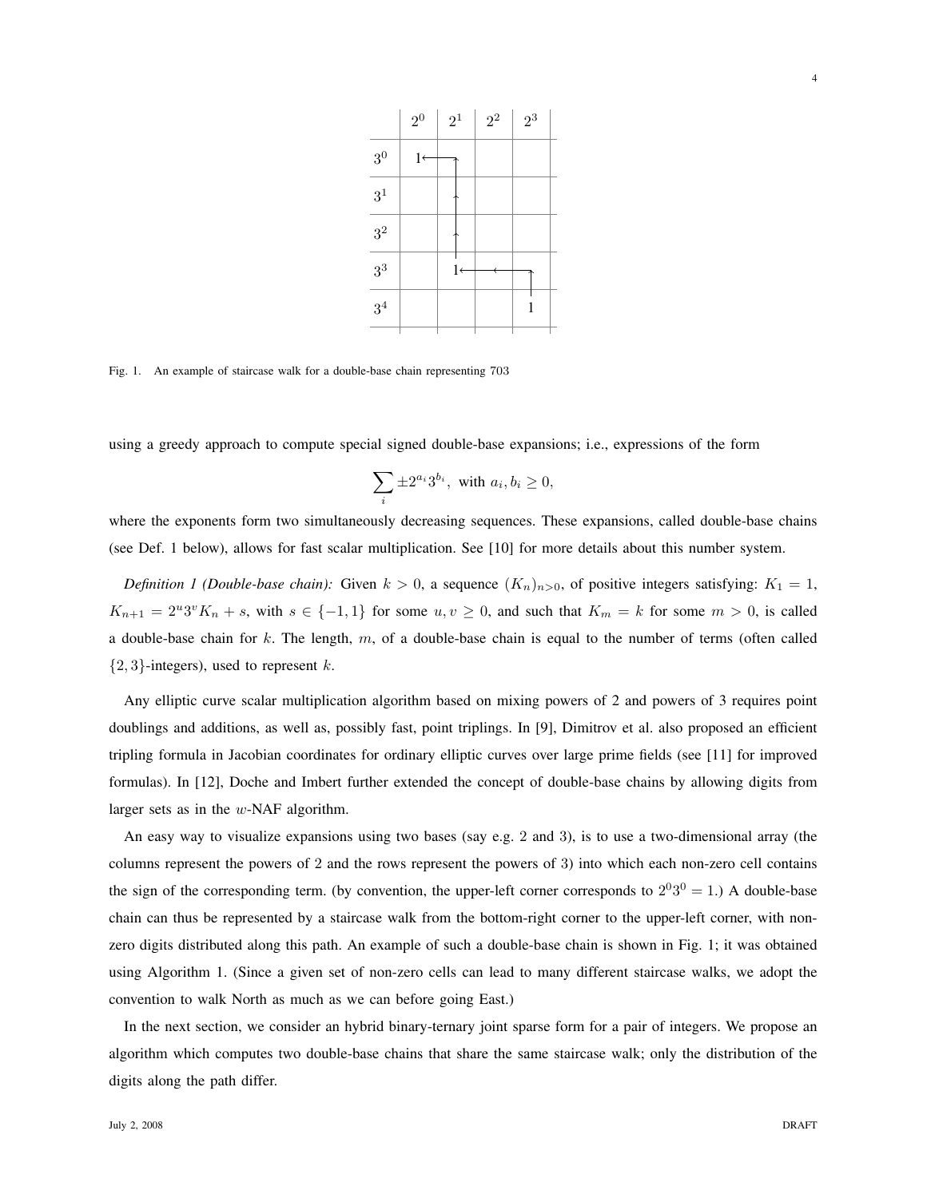|  | $2^0$ | $2^1$ | $2^2$ | $2^3$ |
|---|---|---|---|---|
| $3^0$ | 1 |  |  |  |
| $3^1$ |  |  |  |  |
| $3^2$ |  |  |  |  |
| $3^3$ |  | 1 |  |  |
| $3^4$ |  |  |  | 1 |

Fig. 1. An example of staircase walk for a double-base chain representing 703

using a greedy approach to compute special signed double-base expansions; i.e., expressions of the form

$$\sum_i \pm 2^{a_i} 3^{b_i}, \text{ with } a_i, b_i \geq 0,$$

where the exponents form two simultaneously decreasing sequences. These expansions, called double-base chains (see Def. 1 below), allows for fast scalar multiplication. See [10] for more details about this number system.

*Definition 1 (Double-base chain):* Given $k > 0$, a sequence $(K_n)_{n>0}$, of positive integers satisfying: $K_1 = 1$, $K_{n+1} = 2^u 3^v K_n + s$, with $s \in \{-1, 1\}$ for some $u, v \geq 0$, and such that $K_m = k$ for some $m > 0$, is called a double-base chain for $k$. The length, $m$, of a double-base chain is equal to the number of terms (often called $\{2,3\}$-integers), used to represent $k$.

Any elliptic curve scalar multiplication algorithm based on mixing powers of 2 and powers of 3 requires point doublings and additions, as well as, possibly fast, point triplings. In [9], Dimitrov et al. also proposed an efficient tripling formula in Jacobian coordinates for ordinary elliptic curves over large prime fields (see [11] for improved formulas). In [12], Doche and Imbert further extended the concept of double-base chains by allowing digits from larger sets as in the $w$-NAF algorithm.

An easy way to visualize expansions using two bases (say e.g. 2 and 3), is to use a two-dimensional array (the columns represent the powers of 2 and the rows represent the powers of 3) into which each non-zero cell contains the sign of the corresponding term. (by convention, the upper-left corner corresponds to $2^0 3^0 = 1$.) A double-base chain can thus be represented by a staircase walk from the bottom-right corner to the upper-left corner, with non-zero digits distributed along this path. An example of such a double-base chain is shown in Fig. 1; it was obtained using Algorithm 1. (Since a given set of non-zero cells can lead to many different staircase walks, we adopt the convention to walk North as much as we can before going East.)

In the next section, we consider an hybrid binary-ternary joint sparse form for a pair of integers. We propose an algorithm which computes two double-base chains that share the same staircase walk; only the distribution of the digits along the path differ.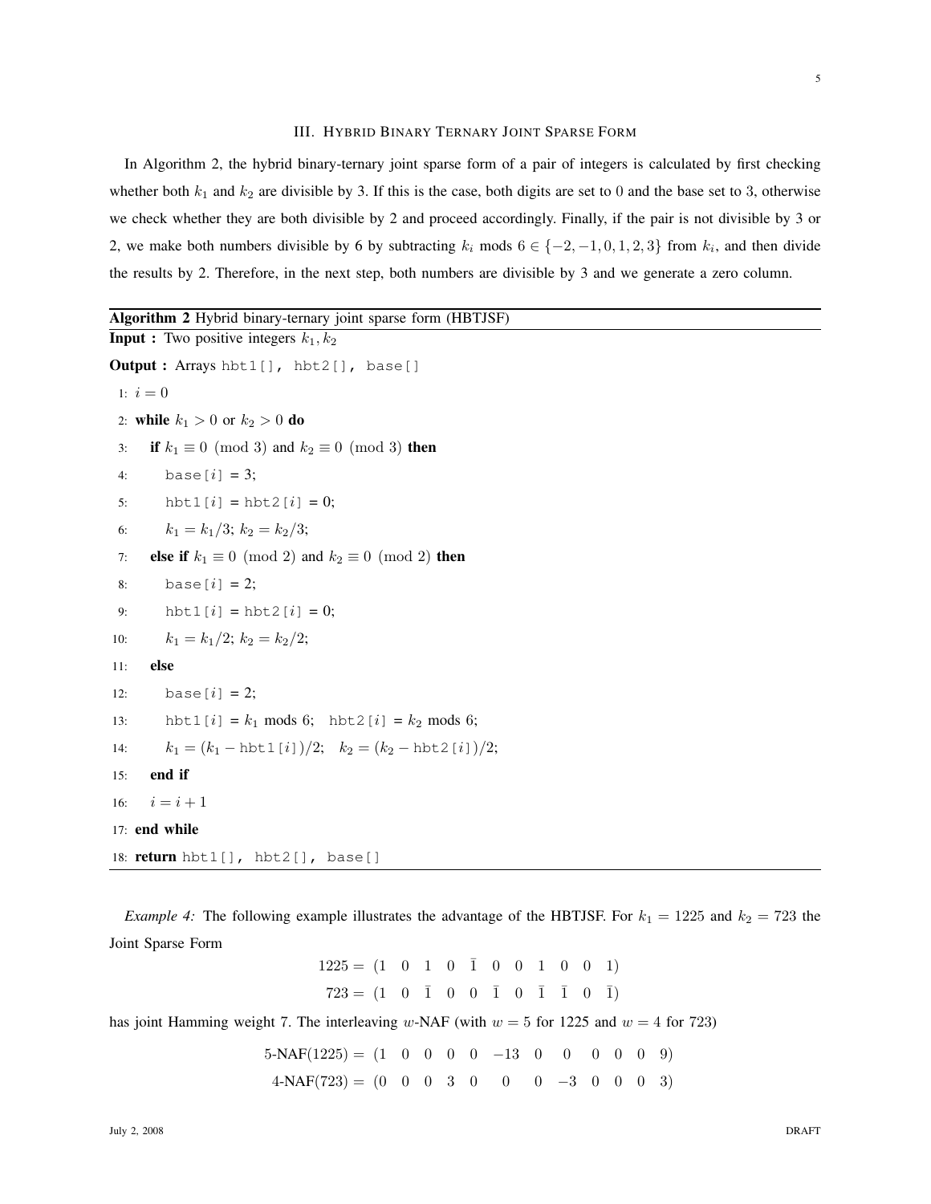## III. Hybrid Binary Ternary Joint Sparse Form

In Algorithm 2, the hybrid binary-ternary joint sparse form of a pair of integers is calculated by first checking whether both $k_1$ and $k_2$ are divisible by 3. If this is the case, both digits are set to 0 and the base set to 3, otherwise we check whether they are both divisible by 2 and proceed accordingly. Finally, if the pair is not divisible by 3 or 2, we make both numbers divisible by 6 by subtracting $k_i$ mods $6 \in \{-2, -1, 0, 1, 2, 3\}$ from $k_i$, and then divide the results by 2. Therefore, in the next step, both numbers are divisible by 3 and we generate a zero column.

**Algorithm 2** Hybrid binary-ternary joint sparse form (HBTJSF)

**Input :** Two positive integers $k_1, k_2$

**Output :** Arrays `hbt1[], hbt2[], base[]`

1: $i = 0$
2: **while** $k_1 > 0$ or $k_2 > 0$ **do**
3: &nbsp;&nbsp;&nbsp;**if** $k_1 \equiv 0 \pmod 3$ and $k_2 \equiv 0 \pmod 3$ **then**
4: &nbsp;&nbsp;&nbsp;&nbsp;&nbsp;&nbsp;`base[`$i$`] = 3`;
5: &nbsp;&nbsp;&nbsp;&nbsp;&nbsp;&nbsp;`hbt1[`$i$`] = hbt2[`$i$`] = 0`;
6: &nbsp;&nbsp;&nbsp;&nbsp;&nbsp;&nbsp;$k_1 = k_1/3$; $k_2 = k_2/3$;
7: &nbsp;&nbsp;&nbsp;**else if** $k_1 \equiv 0 \pmod 2$ and $k_2 \equiv 0 \pmod 2$ **then**
8: &nbsp;&nbsp;&nbsp;&nbsp;&nbsp;&nbsp;`base[`$i$`] = 2`;
9: &nbsp;&nbsp;&nbsp;&nbsp;&nbsp;&nbsp;`hbt1[`$i$`] = hbt2[`$i$`] = 0`;
10: &nbsp;&nbsp;&nbsp;&nbsp;&nbsp;&nbsp;$k_1 = k_1/2$; $k_2 = k_2/2$;
11: &nbsp;&nbsp;&nbsp;**else**
12: &nbsp;&nbsp;&nbsp;&nbsp;&nbsp;&nbsp;`base[`$i$`] = 2`;
13: &nbsp;&nbsp;&nbsp;&nbsp;&nbsp;&nbsp;`hbt1[`$i$`]` = $k_1$ mods 6; &nbsp;`hbt2[`$i$`]` = $k_2$ mods 6;
14: &nbsp;&nbsp;&nbsp;&nbsp;&nbsp;&nbsp;$k_1 = (k_1 - \texttt{hbt1[}i\texttt{]})/2$; &nbsp;$k_2 = (k_2 - \texttt{hbt2[}i\texttt{]})/2$;
15: &nbsp;&nbsp;&nbsp;**end if**
16: &nbsp;&nbsp;&nbsp;$i = i + 1$
17: **end while**
18: **return** `hbt1[], hbt2[], base[]`

*Example 4:* The following example illustrates the advantage of the HBTJSF. For $k_1 = 1225$ and $k_2 = 723$ the Joint Sparse Form

$$1225 = (1 \quad 0 \quad 1 \quad 0 \quad \bar{1} \quad 0 \quad 0 \quad 1 \quad 0 \quad 0 \quad 1)$$
$$723 = (1 \quad 0 \quad \bar{1} \quad 0 \quad 0 \quad \bar{1} \quad 0 \quad \bar{1} \quad \bar{1} \quad 0 \quad \bar{1})$$

has joint Hamming weight 7. The interleaving $w$-NAF (with $w = 5$ for 1225 and $w = 4$ for 723)

$$5\text{-NAF}(1225) = (1 \quad 0 \quad 0 \quad 0 \quad 0 \quad -13 \quad 0 \quad 0 \quad 0 \quad 0 \quad 0 \quad 9)$$
$$4\text{-NAF}(723) = (0 \quad 0 \quad 0 \quad 3 \quad 0 \quad 0 \quad 0 \quad -3 \quad 0 \quad 0 \quad 0 \quad 3)$$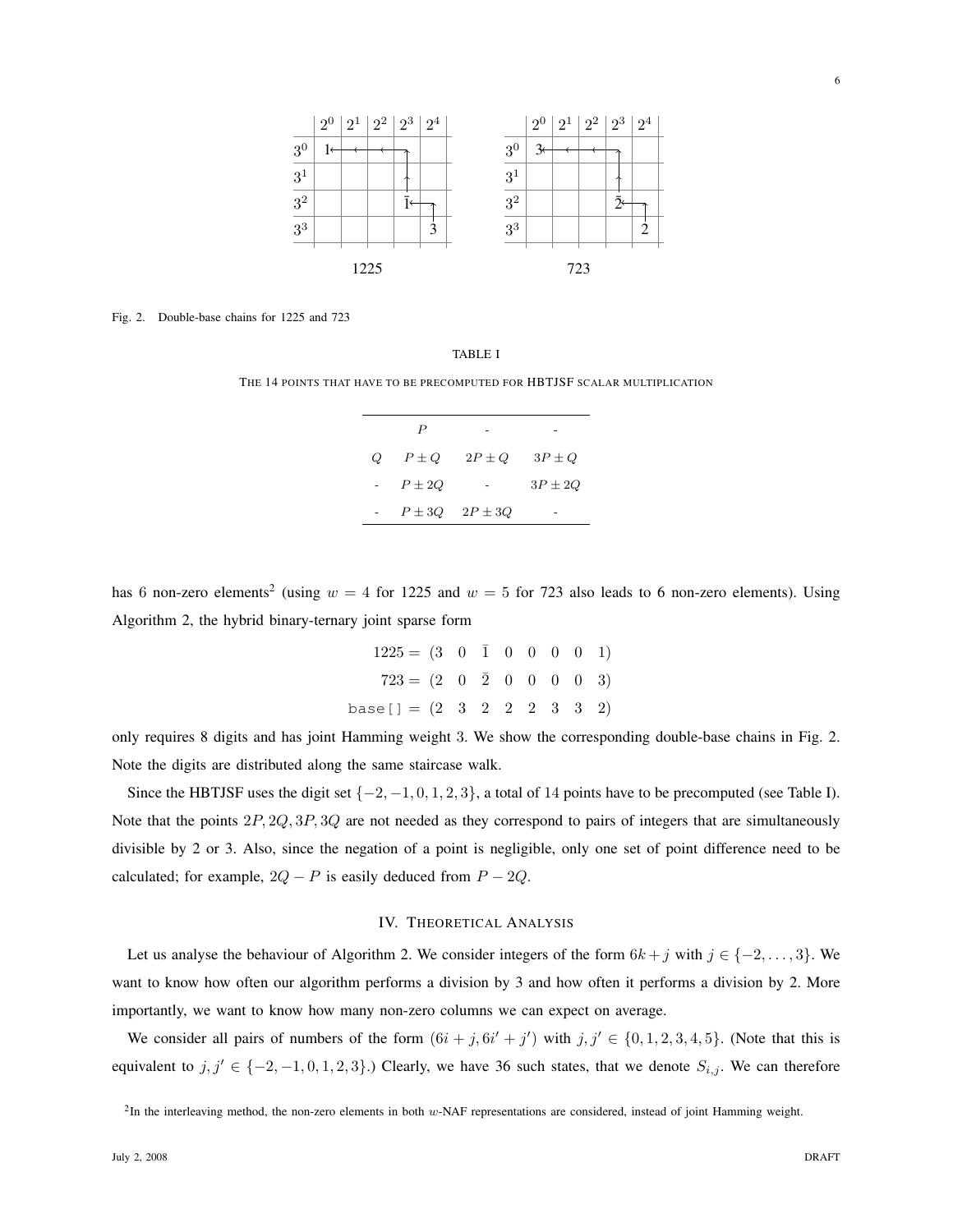|  | $2^0$ | $2^1$ | $2^2$ | $2^3$ | $2^4$ |
|---|---|---|---|---|---|
| $3^0$ | 1 |  |  |  |  |
| $3^1$ |  |  |  |  |  |
| $3^2$ |  |  |  | $\bar{1}$ |  |
| $3^3$ |  |  |  |  | 3 |

1225

|  | $2^0$ | $2^1$ | $2^2$ | $2^3$ | $2^4$ |
|---|---|---|---|---|---|
| $3^0$ | 3 |  |  |  |  |
| $3^1$ |  |  |  |  |  |
| $3^2$ |  |  |  | $\bar{2}$ |  |
| $3^3$ |  |  |  |  | 2 |

723

Fig. 2. Double-base chains for 1225 and 723

TABLE I

THE 14 POINTS THAT HAVE TO BE PRECOMPUTED FOR HBTJSF SCALAR MULTIPLICATION

|  |  |  |  |
|---|---|---|---|
|  | $P$ | - | - |
| $Q$ | $P \pm Q$ | $2P \pm Q$ | $3P \pm Q$ |
| - | $P \pm 2Q$ | - | $3P \pm 2Q$ |
| - | $P \pm 3Q$ | $2P \pm 3Q$ | - |

has 6 non-zero elements[2] (using $w = 4$ for 1225 and $w = 5$ for 723 also leads to 6 non-zero elements). Using Algorithm 2, the hybrid binary-ternary joint sparse form

$$\begin{aligned}
1225 &= (3 \quad 0 \quad \bar{1} \quad 0 \quad 0 \quad 0 \quad 0 \quad 1) \\
723 &= (2 \quad 0 \quad \bar{2} \quad 0 \quad 0 \quad 0 \quad 0 \quad 3) \\
\texttt{base[]} &= (2 \quad 3 \quad 2 \quad 2 \quad 2 \quad 3 \quad 3 \quad 2)
\end{aligned}$$

only requires 8 digits and has joint Hamming weight 3. We show the corresponding double-base chains in Fig. 2. Note the digits are distributed along the same staircase walk.

Since the HBTJSF uses the digit set $\{-2, -1, 0, 1, 2, 3\}$, a total of 14 points have to be precomputed (see Table I). Note that the points $2P, 2Q, 3P, 3Q$ are not needed as they correspond to pairs of integers that are simultaneously divisible by 2 or 3. Also, since the negation of a point is negligible, only one set of point difference need to be calculated; for example, $2Q - P$ is easily deduced from $P - 2Q$.

## IV. Theoretical Analysis

Let us analyse the behaviour of Algorithm 2. We consider integers of the form $6k + j$ with $j \in \{-2, \dots, 3\}$. We want to know how often our algorithm performs a division by 3 and how often it performs a division by 2. More importantly, we want to know how many non-zero columns we can expect on average.

We consider all pairs of numbers of the form $(6i + j, 6i' + j')$ with $j, j' \in \{0, 1, 2, 3, 4, 5\}$. (Note that this is equivalent to $j, j' \in \{-2, -1, 0, 1, 2, 3\}$.) Clearly, we have 36 such states, that we denote $S_{i,j}$. We can therefore

[2] In the interleaving method, the non-zero elements in both $w$-NAF representations are considered, instead of joint Hamming weight.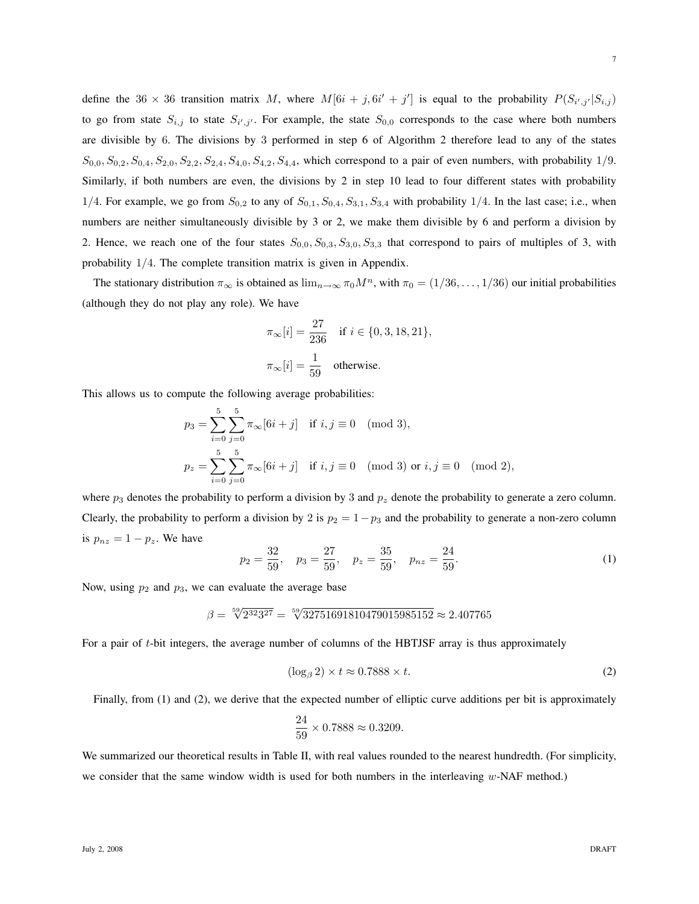define the $36 \times 36$ transition matrix $M$, where $M[6i + j, 6i' + j']$ is equal to the probability $P(S_{i',j'}|S_{i,j})$ to go from state $S_{i,j}$ to state $S_{i',j'}$. For example, the state $S_{0,0}$ corresponds to the case where both numbers are divisible by 6. The divisions by 3 performed in step 6 of Algorithm 2 therefore lead to any of the states $S_{0,0}, S_{0,2}, S_{0,4}, S_{2,0}, S_{2,2}, S_{2,4}, S_{4,0}, S_{4,2}, S_{4,4}$, which correspond to a pair of even numbers, with probability $1/9$. Similarly, if both numbers are even, the divisions by 2 in step 10 lead to four different states with probability $1/4$. For example, we go from $S_{0,2}$ to any of $S_{0,1}, S_{0,4}, S_{3,1}, S_{3,4}$ with probability $1/4$. In the last case; i.e., when numbers are neither simultaneously divisible by 3 or 2, we make them divisible by 6 and perform a division by 2. Hence, we reach one of the four states $S_{0,0}, S_{0,3}, S_{3,0}, S_{3,3}$ that correspond to pairs of multiples of 3, with probability $1/4$. The complete transition matrix is given in Appendix.

The stationary distribution $\pi_\infty$ is obtained as $\lim_{n\to\infty} \pi_0 M^n$, with $\pi_0 = (1/36, \ldots, 1/36)$ our initial probabilities (although they do not play any role). We have

$$\pi_\infty[i] = \frac{27}{236} \quad \text{if } i \in \{0, 3, 18, 21\},$$

$$\pi_\infty[i] = \frac{1}{59} \quad \text{otherwise.}$$

This allows us to compute the following average probabilities:

$$p_3 = \sum_{i=0}^{5} \sum_{j=0}^{5} \pi_\infty[6i + j] \quad \text{if } i, j \equiv 0 \pmod 3,$$

$$p_z = \sum_{i=0}^{5} \sum_{j=0}^{5} \pi_\infty[6i + j] \quad \text{if } i, j \equiv 0 \pmod 3 \text{ or } i, j \equiv 0 \pmod 2,$$

where $p_3$ denotes the probability to perform a division by 3 and $p_z$ denote the probability to generate a zero column. Clearly, the probability to perform a division by 2 is $p_2 = 1 - p_3$ and the probability to generate a non-zero column is $p_{nz} = 1 - p_z$. We have

$$p_2 = \frac{32}{59}, \quad p_3 = \frac{27}{59}, \quad p_z = \frac{35}{59}, \quad p_{nz} = \frac{24}{59}. \tag{1}$$

Now, using $p_2$ and $p_3$, we can evaluate the average base

$$\beta = \sqrt[59]{2^{32}3^{27}} = \sqrt[59]{32751691810479015985152} \approx 2.407765$$

For a pair of $t$-bit integers, the average number of columns of the HBTJSF array is thus approximately

$$(\log_\beta 2) \times t \approx 0.7888 \times t. \tag{2}$$

Finally, from (1) and (2), we derive that the expected number of elliptic curve additions per bit is approximately

$$\frac{24}{59} \times 0.7888 \approx 0.3209.$$

We summarized our theoretical results in Table II, with real values rounded to the nearest hundredth. (For simplicity, we consider that the same window width is used for both numbers in the interleaving $w$-NAF method.)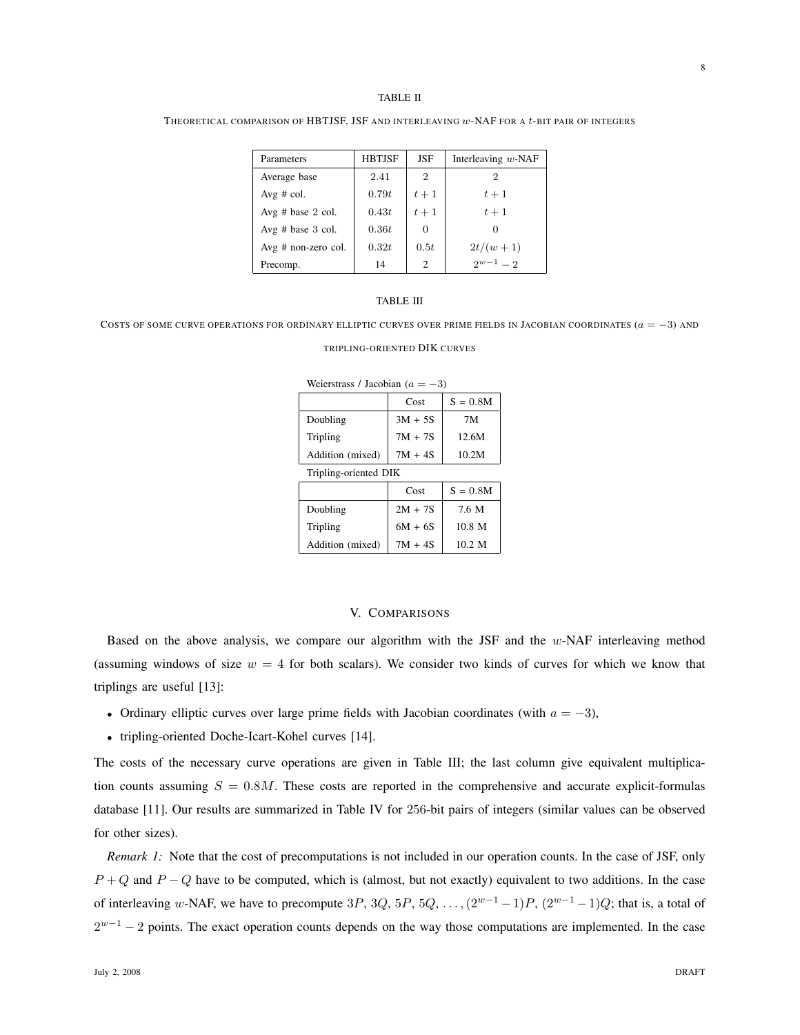TABLE II

THEORETICAL COMPARISON OF HBTJSF, JSF AND INTERLEAVING $w$-NAF FOR A $t$-BIT PAIR OF INTEGERS

| Parameters | HBTJSF | JSF | Interleaving $w$-NAF |
|---|---|---|---|
| Average base | 2.41 | 2 | 2 |
| Avg # col. | $0.79t$ | $t+1$ | $t+1$ |
| Avg # base 2 col. | $0.43t$ | $t+1$ | $t+1$ |
| Avg # base 3 col. | $0.36t$ | 0 | 0 |
| Avg # non-zero col. | $0.32t$ | $0.5t$ | $2t/(w+1)$ |
| Precomp. | 14 | 2 | $2^{w-1}-2$ |

TABLE III

COSTS OF SOME CURVE OPERATIONS FOR ORDINARY ELLIPTIC CURVES OVER PRIME FIELDS IN JACOBIAN COORDINATES ($a=-3$) AND TRIPLING-ORIENTED DIK CURVES

Weierstrass / Jacobian ($a=-3$)

| | Cost | S = 0.8M |
|---|---|---|
| Doubling | 3M + 5S | 7M |
| Tripling | 7M + 7S | 12.6M |
| Addition (mixed) | 7M + 4S | 10.2M |

Tripling-oriented DIK

| | Cost | S = 0.8M |
|---|---|---|
| Doubling | 2M + 7S | 7.6 M |
| Tripling | 6M + 6S | 10.8 M |
| Addition (mixed) | 7M + 4S | 10.2 M |

## V. COMPARISONS

Based on the above analysis, we compare our algorithm with the JSF and the $w$-NAF interleaving method (assuming windows of size $w=4$ for both scalars). We consider two kinds of curves for which we know that triplings are useful [13]:

- Ordinary elliptic curves over large prime fields with Jacobian coordinates (with $a=-3$),
- tripling-oriented Doche-Icart-Kohel curves [14].

The costs of the necessary curve operations are given in Table III; the last column give equivalent multiplication counts assuming $S=0.8M$. These costs are reported in the comprehensive and accurate explicit-formulas database [11]. Our results are summarized in Table IV for 256-bit pairs of integers (similar values can be observed for other sizes).

*Remark 1:* Note that the cost of precomputations is not included in our operation counts. In the case of JSF, only $P+Q$ and $P-Q$ have to be computed, which is (almost, but not exactly) equivalent to two additions. In the case of interleaving $w$-NAF, we have to precompute $3P$, $3Q$, $5P$, $5Q$, $\dots,(2^{w-1}-1)P$, $(2^{w-1}-1)Q$; that is, a total of $2^{w-1}-2$ points. The exact operation counts depends on the way those computations are implemented. In the case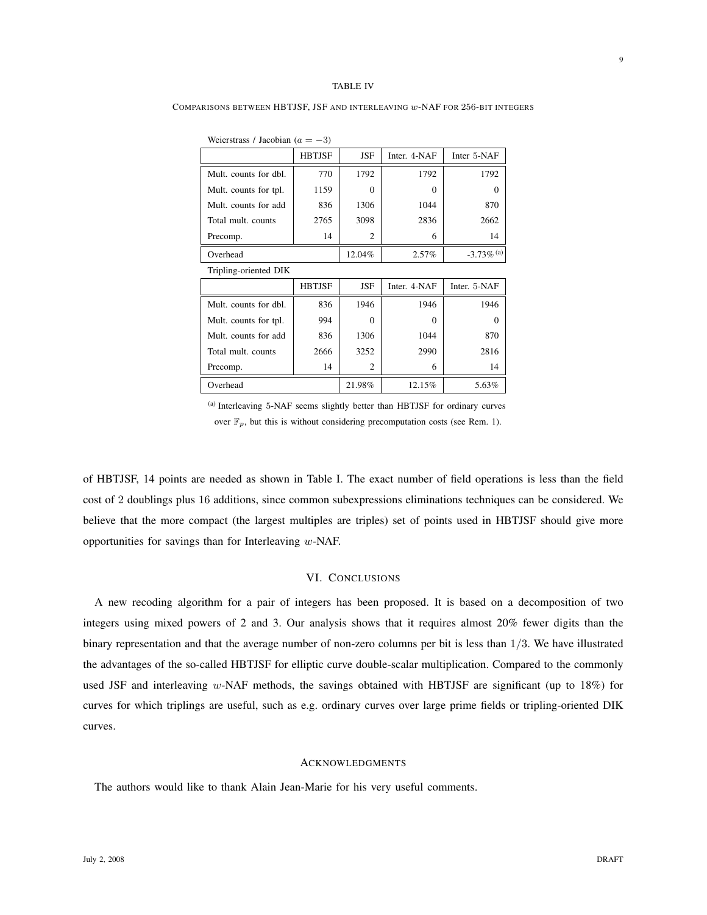TABLE IV

COMPARISONS BETWEEN HBTJSF, JSF AND INTERLEAVING $w$-NAF FOR 256-BIT INTEGERS

Weierstrass / Jacobian ($a = -3$)

| | HBTJSF | JSF | Inter. 4-NAF | Inter 5-NAF |
|---|---|---|---|---|
| Mult. counts for dbl. | 770 | 1792 | 1792 | 1792 |
| Mult. counts for tpl. | 1159 | 0 | 0 | 0 |
| Mult. counts for add | 836 | 1306 | 1044 | 870 |
| Total mult. counts | 2765 | 3098 | 2836 | 2662 |
| Precomp. | 14 | 2 | 6 | 14 |
| Overhead | | 12.04% | 2.57% | -3.73% [(a)] |

Tripling-oriented DIK

| | HBTJSF | JSF | Inter. 4-NAF | Inter. 5-NAF |
|---|---|---|---|---|
| Mult. counts for dbl. | 836 | 1946 | 1946 | 1946 |
| Mult. counts for tpl. | 994 | 0 | 0 | 0 |
| Mult. counts for add | 836 | 1306 | 1044 | 870 |
| Total mult. counts | 2666 | 3252 | 2990 | 2816 |
| Precomp. | 14 | 2 | 6 | 14 |
| Overhead | | 21.98% | 12.15% | 5.63% |

[(a)] Interleaving 5-NAF seems slightly better than HBTJSF for ordinary curves over $\mathbb{F}_p$, but this is without considering precomputation costs (see Rem. 1).

of HBTJSF, 14 points are needed as shown in Table I. The exact number of field operations is less than the field cost of 2 doublings plus 16 additions, since common subexpressions eliminations techniques can be considered. We believe that the more compact (the largest multiples are triples) set of points used in HBTJSF should give more opportunities for savings than for Interleaving $w$-NAF.

## VI. CONCLUSIONS

A new recoding algorithm for a pair of integers has been proposed. It is based on a decomposition of two integers using mixed powers of 2 and 3. Our analysis shows that it requires almost 20% fewer digits than the binary representation and that the average number of non-zero columns per bit is less than $1/3$. We have illustrated the advantages of the so-called HBTJSF for elliptic curve double-scalar multiplication. Compared to the commonly used JSF and interleaving $w$-NAF methods, the savings obtained with HBTJSF are significant (up to 18%) for curves for which triplings are useful, such as e.g. ordinary curves over large prime fields or tripling-oriented DIK curves.

## ACKNOWLEDGMENTS

The authors would like to thank Alain Jean-Marie for his very useful comments.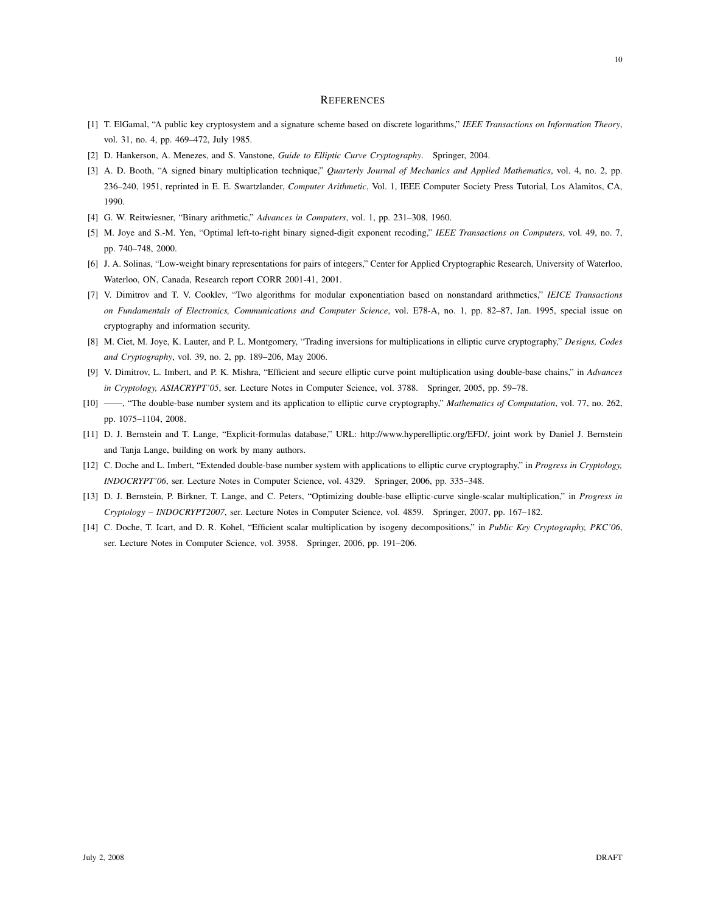## References

[1] T. ElGamal, "A public key cryptosystem and a signature scheme based on discrete logarithms," *IEEE Transactions on Information Theory*, vol. 31, no. 4, pp. 469–472, July 1985.

[2] D. Hankerson, A. Menezes, and S. Vanstone, *Guide to Elliptic Curve Cryptography*. Springer, 2004.

[3] A. D. Booth, "A signed binary multiplication technique," *Quarterly Journal of Mechanics and Applied Mathematics*, vol. 4, no. 2, pp. 236–240, 1951, reprinted in E. E. Swartzlander, *Computer Arithmetic*, Vol. 1, IEEE Computer Society Press Tutorial, Los Alamitos, CA, 1990.

[4] G. W. Reitwiesner, "Binary arithmetic," *Advances in Computers*, vol. 1, pp. 231–308, 1960.

[5] M. Joye and S.-M. Yen, "Optimal left-to-right binary signed-digit exponent recoding," *IEEE Transactions on Computers*, vol. 49, no. 7, pp. 740–748, 2000.

[6] J. A. Solinas, "Low-weight binary representations for pairs of integers," Center for Applied Cryptographic Research, University of Waterloo, Waterloo, ON, Canada, Research report CORR 2001-41, 2001.

[7] V. Dimitrov and T. V. Cooklev, "Two algorithms for modular exponentiation based on nonstandard arithmetics," *IEICE Transactions on Fundamentals of Electronics, Communications and Computer Science*, vol. E78-A, no. 1, pp. 82–87, Jan. 1995, special issue on cryptography and information security.

[8] M. Ciet, M. Joye, K. Lauter, and P. L. Montgomery, "Trading inversions for multiplications in elliptic curve cryptography," *Designs, Codes and Cryptography*, vol. 39, no. 2, pp. 189–206, May 2006.

[9] V. Dimitrov, L. Imbert, and P. K. Mishra, "Efficient and secure elliptic curve point multiplication using double-base chains," in *Advances in Cryptology, ASIACRYPT'05*, ser. Lecture Notes in Computer Science, vol. 3788. Springer, 2005, pp. 59–78.

[10] ——, "The double-base number system and its application to elliptic curve cryptography," *Mathematics of Computation*, vol. 77, no. 262, pp. 1075–1104, 2008.

[11] D. J. Bernstein and T. Lange, "Explicit-formulas database," URL: http://www.hyperelliptic.org/EFD/, joint work by Daniel J. Bernstein and Tanja Lange, building on work by many authors.

[12] C. Doche and L. Imbert, "Extended double-base number system with applications to elliptic curve cryptography," in *Progress in Cryptology, INDOCRYPT'06*, ser. Lecture Notes in Computer Science, vol. 4329. Springer, 2006, pp. 335–348.

[13] D. J. Bernstein, P. Birkner, T. Lange, and C. Peters, "Optimizing double-base elliptic-curve single-scalar multiplication," in *Progress in Cryptology – INDOCRYPT2007*, ser. Lecture Notes in Computer Science, vol. 4859. Springer, 2007, pp. 167–182.

[14] C. Doche, T. Icart, and D. R. Kohel, "Efficient scalar multiplication by isogeny decompositions," in *Public Key Cryptography, PKC'06*, ser. Lecture Notes in Computer Science, vol. 3958. Springer, 2006, pp. 191–206.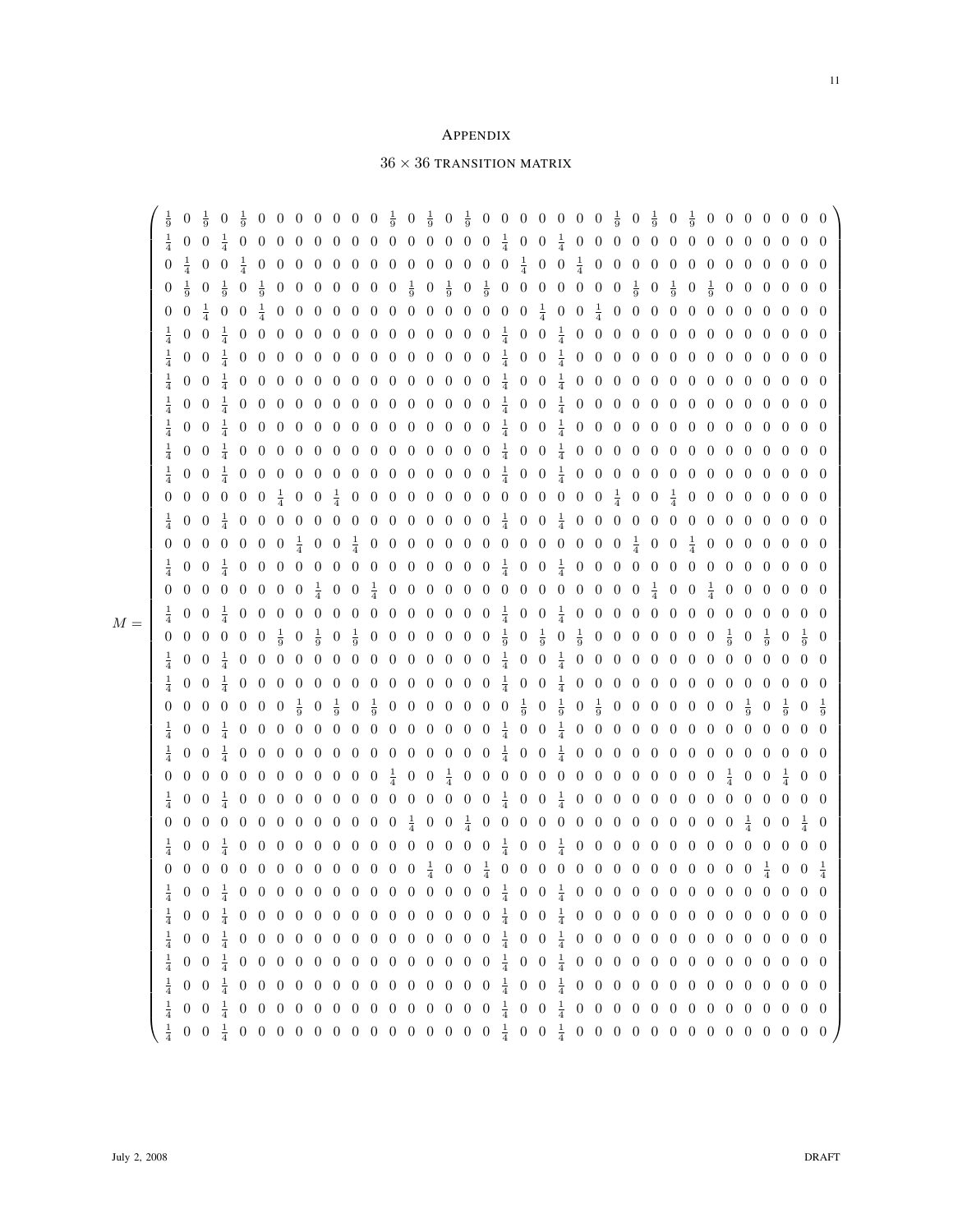## Appendix

### $36 \times 36$ transition matrix

$$
M = \left(\begin{array}{cccccccccccccccccccccccccccccccccccc}
\frac{1}{9} & 0 & \frac{1}{9} & 0 & \frac{1}{9} & 0 & 0 & 0 & 0 & 0 & 0 & 0 & \frac{1}{9} & 0 & \frac{1}{9} & 0 & \frac{1}{9} & 0 & 0 & 0 & 0 & 0 & 0 & 0 & \frac{1}{9} & 0 & \frac{1}{9} & 0 & \frac{1}{9} & 0 & 0 & 0 & 0 & 0 & 0 & 0 \\
\frac{1}{4} & 0 & 0 & \frac{1}{4} & 0 & 0 & 0 & 0 & 0 & 0 & 0 & 0 & 0 & 0 & 0 & 0 & 0 & 0 & \frac{1}{4} & 0 & 0 & \frac{1}{4} & 0 & 0 & 0 & 0 & 0 & 0 & 0 & 0 & 0 & 0 & 0 & 0 & 0 & 0 \\
0 & \frac{1}{4} & 0 & 0 & \frac{1}{4} & 0 & 0 & 0 & 0 & 0 & 0 & 0 & 0 & 0 & 0 & 0 & 0 & 0 & 0 & \frac{1}{4} & 0 & 0 & \frac{1}{4} & 0 & 0 & 0 & 0 & 0 & 0 & 0 & 0 & 0 & 0 & 0 & 0 & 0 \\
0 & \frac{1}{9} & 0 & \frac{1}{9} & 0 & \frac{1}{9} & 0 & 0 & 0 & 0 & 0 & 0 & 0 & \frac{1}{9} & 0 & \frac{1}{9} & 0 & \frac{1}{9} & 0 & 0 & 0 & 0 & 0 & 0 & 0 & \frac{1}{9} & 0 & \frac{1}{9} & 0 & \frac{1}{9} & 0 & 0 & 0 & 0 & 0 & 0 \\
0 & 0 & \frac{1}{4} & 0 & 0 & \frac{1}{4} & 0 & 0 & 0 & 0 & 0 & 0 & 0 & 0 & 0 & 0 & 0 & 0 & 0 & 0 & \frac{1}{4} & 0 & 0 & \frac{1}{4} & 0 & 0 & 0 & 0 & 0 & 0 & 0 & 0 & 0 & 0 & 0 & 0 \\
\frac{1}{4} & 0 & 0 & \frac{1}{4} & 0 & 0 & 0 & 0 & 0 & 0 & 0 & 0 & 0 & 0 & 0 & 0 & 0 & 0 & \frac{1}{4} & 0 & 0 & \frac{1}{4} & 0 & 0 & 0 & 0 & 0 & 0 & 0 & 0 & 0 & 0 & 0 & 0 & 0 & 0 \\
\frac{1}{4} & 0 & 0 & \frac{1}{4} & 0 & 0 & 0 & 0 & 0 & 0 & 0 & 0 & 0 & 0 & 0 & 0 & 0 & 0 & \frac{1}{4} & 0 & 0 & \frac{1}{4} & 0 & 0 & 0 & 0 & 0 & 0 & 0 & 0 & 0 & 0 & 0 & 0 & 0 & 0 \\
\frac{1}{4} & 0 & 0 & \frac{1}{4} & 0 & 0 & 0 & 0 & 0 & 0 & 0 & 0 & 0 & 0 & 0 & 0 & 0 & 0 & \frac{1}{4} & 0 & 0 & \frac{1}{4} & 0 & 0 & 0 & 0 & 0 & 0 & 0 & 0 & 0 & 0 & 0 & 0 & 0 & 0 \\
\frac{1}{4} & 0 & 0 & \frac{1}{4} & 0 & 0 & 0 & 0 & 0 & 0 & 0 & 0 & 0 & 0 & 0 & 0 & 0 & 0 & \frac{1}{4} & 0 & 0 & \frac{1}{4} & 0 & 0 & 0 & 0 & 0 & 0 & 0 & 0 & 0 & 0 & 0 & 0 & 0 & 0 \\
\frac{1}{4} & 0 & 0 & \frac{1}{4} & 0 & 0 & 0 & 0 & 0 & 0 & 0 & 0 & 0 & 0 & 0 & 0 & 0 & 0 & \frac{1}{4} & 0 & 0 & \frac{1}{4} & 0 & 0 & 0 & 0 & 0 & 0 & 0 & 0 & 0 & 0 & 0 & 0 & 0 & 0 \\
\frac{1}{4} & 0 & 0 & \frac{1}{4} & 0 & 0 & 0 & 0 & 0 & 0 & 0 & 0 & 0 & 0 & 0 & 0 & 0 & 0 & \frac{1}{4} & 0 & 0 & \frac{1}{4} & 0 & 0 & 0 & 0 & 0 & 0 & 0 & 0 & 0 & 0 & 0 & 0 & 0 & 0 \\
\frac{1}{4} & 0 & 0 & \frac{1}{4} & 0 & 0 & 0 & 0 & 0 & 0 & 0 & 0 & 0 & 0 & 0 & 0 & 0 & 0 & \frac{1}{4} & 0 & 0 & \frac{1}{4} & 0 & 0 & 0 & 0 & 0 & 0 & 0 & 0 & 0 & 0 & 0 & 0 & 0 & 0 \\
0 & 0 & 0 & 0 & 0 & 0 & \frac{1}{4} & 0 & 0 & \frac{1}{4} & 0 & 0 & 0 & 0 & 0 & 0 & 0 & 0 & 0 & 0 & 0 & 0 & 0 & 0 & \frac{1}{4} & 0 & 0 & \frac{1}{4} & 0 & 0 & 0 & 0 & 0 & 0 & 0 & 0 \\
\frac{1}{4} & 0 & 0 & \frac{1}{4} & 0 & 0 & 0 & 0 & 0 & 0 & 0 & 0 & 0 & 0 & 0 & 0 & 0 & 0 & \frac{1}{4} & 0 & 0 & \frac{1}{4} & 0 & 0 & 0 & 0 & 0 & 0 & 0 & 0 & 0 & 0 & 0 & 0 & 0 & 0 \\
0 & 0 & 0 & 0 & 0 & 0 & 0 & \frac{1}{4} & 0 & 0 & \frac{1}{4} & 0 & 0 & 0 & 0 & 0 & 0 & 0 & 0 & 0 & 0 & 0 & 0 & 0 & 0 & \frac{1}{4} & 0 & 0 & \frac{1}{4} & 0 & 0 & 0 & 0 & 0 & 0 & 0 \\
\frac{1}{4} & 0 & 0 & \frac{1}{4} & 0 & 0 & 0 & 0 & 0 & 0 & 0 & 0 & 0 & 0 & 0 & 0 & 0 & 0 & \frac{1}{4} & 0 & 0 & \frac{1}{4} & 0 & 0 & 0 & 0 & 0 & 0 & 0 & 0 & 0 & 0 & 0 & 0 & 0 & 0 \\
0 & 0 & 0 & 0 & 0 & 0 & 0 & 0 & \frac{1}{4} & 0 & 0 & \frac{1}{4} & 0 & 0 & 0 & 0 & 0 & 0 & 0 & 0 & 0 & 0 & 0 & 0 & 0 & 0 & \frac{1}{4} & 0 & 0 & \frac{1}{4} & 0 & 0 & 0 & 0 & 0 & 0 \\
\frac{1}{4} & 0 & 0 & \frac{1}{4} & 0 & 0 & 0 & 0 & 0 & 0 & 0 & 0 & 0 & 0 & 0 & 0 & 0 & 0 & \frac{1}{4} & 0 & 0 & \frac{1}{4} & 0 & 0 & 0 & 0 & 0 & 0 & 0 & 0 & 0 & 0 & 0 & 0 & 0 & 0 \\
0 & 0 & 0 & 0 & 0 & 0 & \frac{1}{9} & 0 & \frac{1}{9} & 0 & \frac{1}{9} & 0 & 0 & 0 & 0 & 0 & 0 & 0 & \frac{1}{9} & 0 & \frac{1}{9} & 0 & \frac{1}{9} & 0 & 0 & 0 & 0 & 0 & 0 & 0 & \frac{1}{9} & 0 & \frac{1}{9} & 0 & \frac{1}{9} & 0 \\
\frac{1}{4} & 0 & 0 & \frac{1}{4} & 0 & 0 & 0 & 0 & 0 & 0 & 0 & 0 & 0 & 0 & 0 & 0 & 0 & 0 & \frac{1}{4} & 0 & 0 & \frac{1}{4} & 0 & 0 & 0 & 0 & 0 & 0 & 0 & 0 & 0 & 0 & 0 & 0 & 0 & 0 \\
\frac{1}{4} & 0 & 0 & \frac{1}{4} & 0 & 0 & 0 & 0 & 0 & 0 & 0 & 0 & 0 & 0 & 0 & 0 & 0 & 0 & \frac{1}{4} & 0 & 0 & \frac{1}{4} & 0 & 0 & 0 & 0 & 0 & 0 & 0 & 0 & 0 & 0 & 0 & 0 & 0 & 0 \\
0 & 0 & 0 & 0 & 0 & 0 & 0 & \frac{1}{9} & 0 & \frac{1}{9} & 0 & \frac{1}{9} & 0 & 0 & 0 & 0 & 0 & 0 & 0 & \frac{1}{9} & 0 & \frac{1}{9} & 0 & \frac{1}{9} & 0 & 0 & 0 & 0 & 0 & 0 & 0 & \frac{1}{9} & 0 & \frac{1}{9} & 0 & \frac{1}{9} \\
\frac{1}{4} & 0 & 0 & \frac{1}{4} & 0 & 0 & 0 & 0 & 0 & 0 & 0 & 0 & 0 & 0 & 0 & 0 & 0 & 0 & \frac{1}{4} & 0 & 0 & \frac{1}{4} & 0 & 0 & 0 & 0 & 0 & 0 & 0 & 0 & 0 & 0 & 0 & 0 & 0 & 0 \\
\frac{1}{4} & 0 & 0 & \frac{1}{4} & 0 & 0 & 0 & 0 & 0 & 0 & 0 & 0 & 0 & 0 & 0 & 0 & 0 & 0 & \frac{1}{4} & 0 & 0 & \frac{1}{4} & 0 & 0 & 0 & 0 & 0 & 0 & 0 & 0 & 0 & 0 & 0 & 0 & 0 & 0 \\
0 & 0 & 0 & 0 & 0 & 0 & 0 & 0 & 0 & 0 & 0 & 0 & \frac{1}{4} & 0 & 0 & \frac{1}{4} & 0 & 0 & 0 & 0 & 0 & 0 & 0 & 0 & 0 & 0 & 0 & 0 & 0 & 0 & \frac{1}{4} & 0 & 0 & \frac{1}{4} & 0 & 0 \\
\frac{1}{4} & 0 & 0 & \frac{1}{4} & 0 & 0 & 0 & 0 & 0 & 0 & 0 & 0 & 0 & 0 & 0 & 0 & 0 & 0 & \frac{1}{4} & 0 & 0 & \frac{1}{4} & 0 & 0 & 0 & 0 & 0 & 0 & 0 & 0 & 0 & 0 & 0 & 0 & 0 & 0 \\
0 & 0 & 0 & 0 & 0 & 0 & 0 & 0 & 0 & 0 & 0 & 0 & 0 & \frac{1}{4} & 0 & 0 & \frac{1}{4} & 0 & 0 & 0 & 0 & 0 & 0 & 0 & 0 & 0 & 0 & 0 & 0 & 0 & 0 & \frac{1}{4} & 0 & 0 & \frac{1}{4} & 0 \\
\frac{1}{4} & 0 & 0 & \frac{1}{4} & 0 & 0 & 0 & 0 & 0 & 0 & 0 & 0 & 0 & 0 & 0 & 0 & 0 & 0 & \frac{1}{4} & 0 & 0 & \frac{1}{4} & 0 & 0 & 0 & 0 & 0 & 0 & 0 & 0 & 0 & 0 & 0 & 0 & 0 & 0 \\
0 & 0 & 0 & 0 & 0 & 0 & 0 & 0 & 0 & 0 & 0 & 0 & 0 & 0 & \frac{1}{4} & 0 & 0 & \frac{1}{4} & 0 & 0 & 0 & 0 & 0 & 0 & 0 & 0 & 0 & 0 & 0 & 0 & 0 & 0 & \frac{1}{4} & 0 & 0 & \frac{1}{4} \\
\frac{1}{4} & 0 & 0 & \frac{1}{4} & 0 & 0 & 0 & 0 & 0 & 0 & 0 & 0 & 0 & 0 & 0 & 0 & 0 & 0 & \frac{1}{4} & 0 & 0 & \frac{1}{4} & 0 & 0 & 0 & 0 & 0 & 0 & 0 & 0 & 0 & 0 & 0 & 0 & 0 & 0 \\
\frac{1}{4} & 0 & 0 & \frac{1}{4} & 0 & 0 & 0 & 0 & 0 & 0 & 0 & 0 & 0 & 0 & 0 & 0 & 0 & 0 & \frac{1}{4} & 0 & 0 & \frac{1}{4} & 0 & 0 & 0 & 0 & 0 & 0 & 0 & 0 & 0 & 0 & 0 & 0 & 0 & 0 \\
\frac{1}{4} & 0 & 0 & \frac{1}{4} & 0 & 0 & 0 & 0 & 0 & 0 & 0 & 0 & 0 & 0 & 0 & 0 & 0 & 0 & \frac{1}{4} & 0 & 0 & \frac{1}{4} & 0 & 0 & 0 & 0 & 0 & 0 & 0 & 0 & 0 & 0 & 0 & 0 & 0 & 0 \\
\frac{1}{4} & 0 & 0 & \frac{1}{4} & 0 & 0 & 0 & 0 & 0 & 0 & 0 & 0 & 0 & 0 & 0 & 0 & 0 & 0 & \frac{1}{4} & 0 & 0 & \frac{1}{4} & 0 & 0 & 0 & 0 & 0 & 0 & 0 & 0 & 0 & 0 & 0 & 0 & 0 & 0 \\
\frac{1}{4} & 0 & 0 & \frac{1}{4} & 0 & 0 & 0 & 0 & 0 & 0 & 0 & 0 & 0 & 0 & 0 & 0 & 0 & 0 & \frac{1}{4} & 0 & 0 & \frac{1}{4} & 0 & 0 & 0 & 0 & 0 & 0 & 0 & 0 & 0 & 0 & 0 & 0 & 0 & 0 \\
\frac{1}{4} & 0 & 0 & \frac{1}{4} & 0 & 0 & 0 & 0 & 0 & 0 & 0 & 0 & 0 & 0 & 0 & 0 & 0 & 0 & \frac{1}{4} & 0 & 0 & \frac{1}{4} & 0 & 0 & 0 & 0 & 0 & 0 & 0 & 0 & 0 & 0 & 0 & 0 & 0 & 0 \\
\frac{1}{4} & 0 & 0 & \frac{1}{4} & 0 & 0 & 0 & 0 & 0 & 0 & 0 & 0 & 0 & 0 & 0 & 0 & 0 & 0 & \frac{1}{4} & 0 & 0 & \frac{1}{4} & 0 & 0 & 0 & 0 & 0 & 0 & 0 & 0 & 0 & 0 & 0 & 0 & 0 & 0
\end{array}\right)
$$